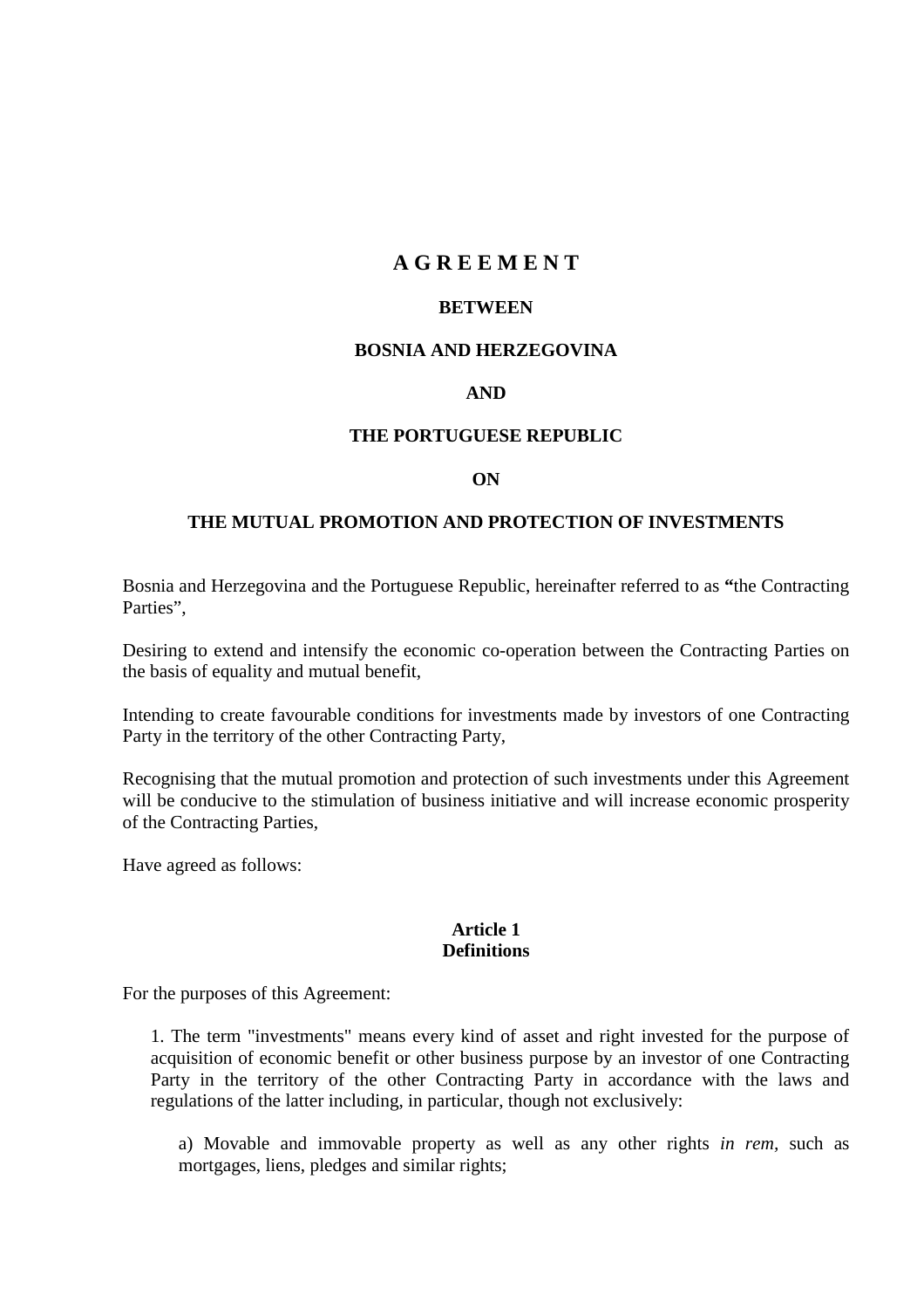# A G R E E M E N T

**BETWEEN**

**BOSNIA AND HERZEGOVINA**

**AND**

**THE PORTUGUESE REPUBLIC**

**ON**

**THE MUTUAL PROMOTION AND PROTECTION OF INVESTMENTS**

Bosnia and Herzegovina and the Portuguese Republic, hereinafter referred to as **"**the Contracting Parties",

Desiring to extend and intensify the economic co-operation between the Contracting Parties on the basis of equality and mutual benefit,

Intending to create favourable conditions for investments made by investors of one Contracting Party in the territory of the other Contracting Party,

Recognising that the mutual promotion and protection of such investments under this Agreement will be conducive to the stimulation of business initiative and will increase economic prosperity of the Contracting Parties,

Have agreed as follows:

## Article 1
## Definitions

For the purposes of this Agreement:

1. The term "investments" means every kind of asset and right invested for the purpose of acquisition of economic benefit or other business purpose by an investor of one Contracting Party in the territory of the other Contracting Party in accordance with the laws and regulations of the latter including, in particular, though not exclusively:

a) Movable and immovable property as well as any other rights *in rem*, such as mortgages, liens, pledges and similar rights;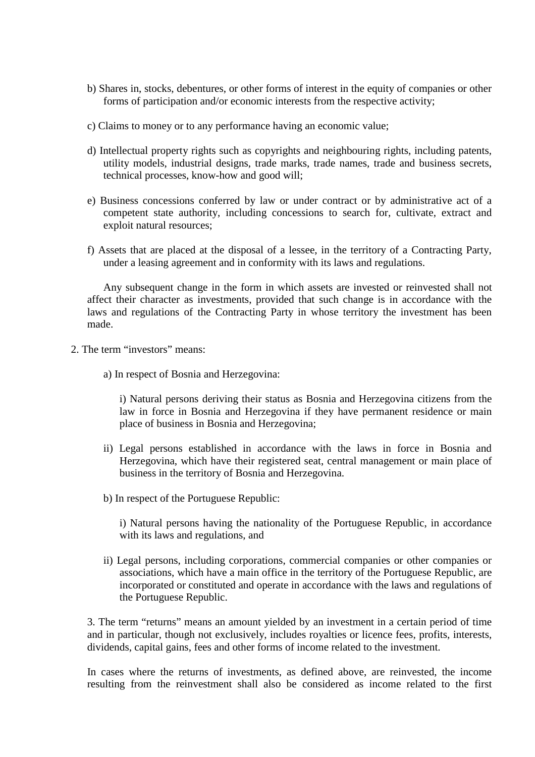b) Shares in, stocks, debentures, or other forms of interest in the equity of companies or other forms of participation and/or economic interests from the respective activity;

c) Claims to money or to any performance having an economic value;

d) Intellectual property rights such as copyrights and neighbouring rights, including patents, utility models, industrial designs, trade marks, trade names, trade and business secrets, technical processes, know-how and good will;

e) Business concessions conferred by law or under contract or by administrative act of a competent state authority, including concessions to search for, cultivate, extract and exploit natural resources;

f) Assets that are placed at the disposal of a lessee, in the territory of a Contracting Party, under a leasing agreement and in conformity with its laws and regulations.

Any subsequent change in the form in which assets are invested or reinvested shall not affect their character as investments, provided that such change is in accordance with the laws and regulations of the Contracting Party in whose territory the investment has been made.

2. The term “investors” means:

a) In respect of Bosnia and Herzegovina:

i) Natural persons deriving their status as Bosnia and Herzegovina citizens from the law in force in Bosnia and Herzegovina if they have permanent residence or main place of business in Bosnia and Herzegovina;

ii) Legal persons established in accordance with the laws in force in Bosnia and Herzegovina, which have their registered seat, central management or main place of business in the territory of Bosnia and Herzegovina.

b) In respect of the Portuguese Republic:

i) Natural persons having the nationality of the Portuguese Republic, in accordance with its laws and regulations, and

ii) Legal persons, including corporations, commercial companies or other companies or associations, which have a main office in the territory of the Portuguese Republic, are incorporated or constituted and operate in accordance with the laws and regulations of the Portuguese Republic.

3. The term “returns” means an amount yielded by an investment in a certain period of time and in particular, though not exclusively, includes royalties or licence fees, profits, interests, dividends, capital gains, fees and other forms of income related to the investment.

In cases where the returns of investments, as defined above, are reinvested, the income resulting from the reinvestment shall also be considered as income related to the first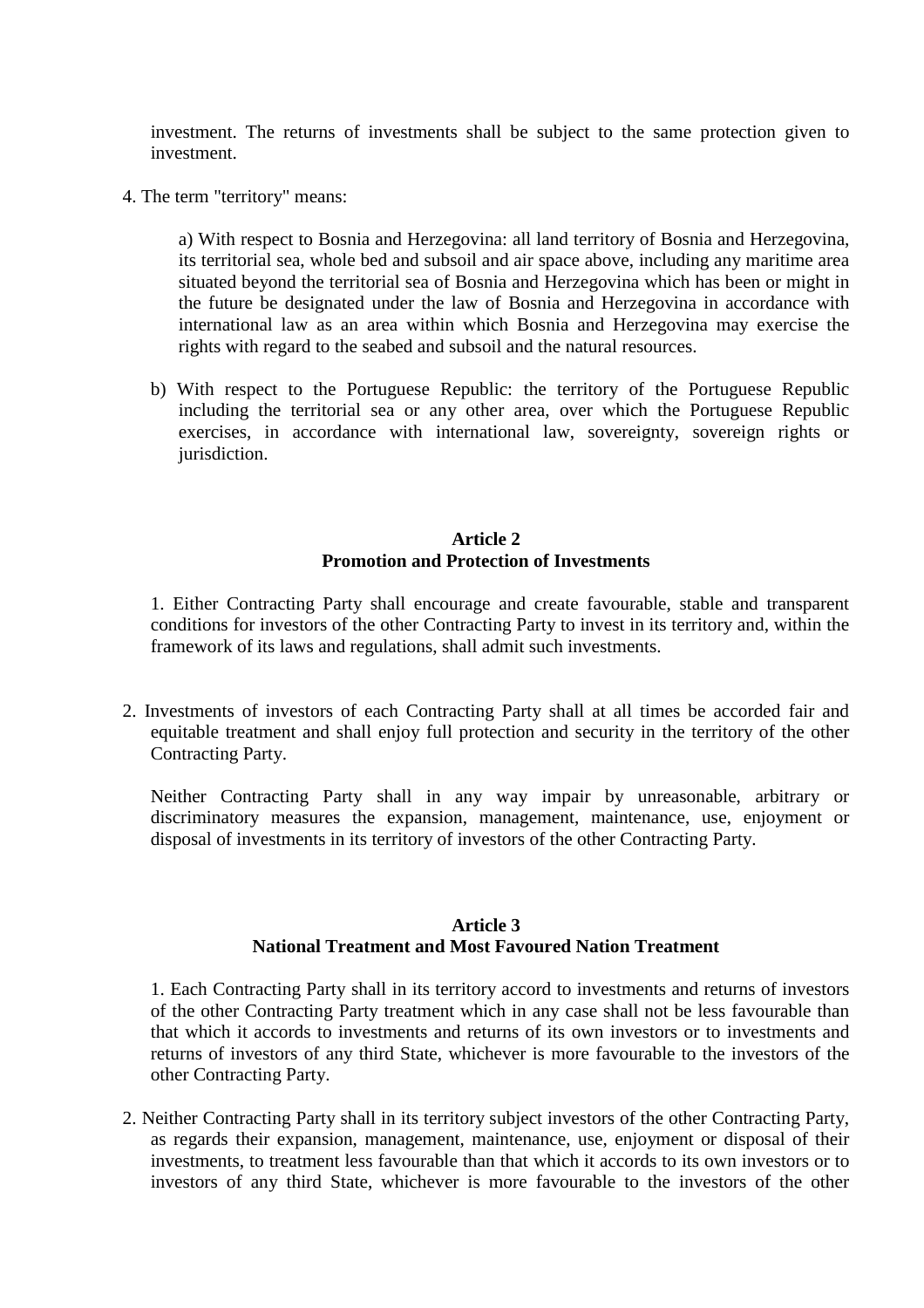investment. The returns of investments shall be subject to the same protection given to investment.

4. The term "territory" means:

a) With respect to Bosnia and Herzegovina: all land territory of Bosnia and Herzegovina, its territorial sea, whole bed and subsoil and air space above, including any maritime area situated beyond the territorial sea of Bosnia and Herzegovina which has been or might in the future be designated under the law of Bosnia and Herzegovina in accordance with international law as an area within which Bosnia and Herzegovina may exercise the rights with regard to the seabed and subsoil and the natural resources.

b) With respect to the Portuguese Republic: the territory of the Portuguese Republic including the territorial sea or any other area, over which the Portuguese Republic exercises, in accordance with international law, sovereignty, sovereign rights or jurisdiction.

**Article 2**
**Promotion and Protection of Investments**

1. Either Contracting Party shall encourage and create favourable, stable and transparent conditions for investors of the other Contracting Party to invest in its territory and, within the framework of its laws and regulations, shall admit such investments.

2. Investments of investors of each Contracting Party shall at all times be accorded fair and equitable treatment and shall enjoy full protection and security in the territory of the other Contracting Party.

Neither Contracting Party shall in any way impair by unreasonable, arbitrary or discriminatory measures the expansion, management, maintenance, use, enjoyment or disposal of investments in its territory of investors of the other Contracting Party.

**Article 3**
**National Treatment and Most Favoured Nation Treatment**

1. Each Contracting Party shall in its territory accord to investments and returns of investors of the other Contracting Party treatment which in any case shall not be less favourable than that which it accords to investments and returns of its own investors or to investments and returns of investors of any third State, whichever is more favourable to the investors of the other Contracting Party.

2. Neither Contracting Party shall in its territory subject investors of the other Contracting Party, as regards their expansion, management, maintenance, use, enjoyment or disposal of their investments, to treatment less favourable than that which it accords to its own investors or to investors of any third State, whichever is more favourable to the investors of the other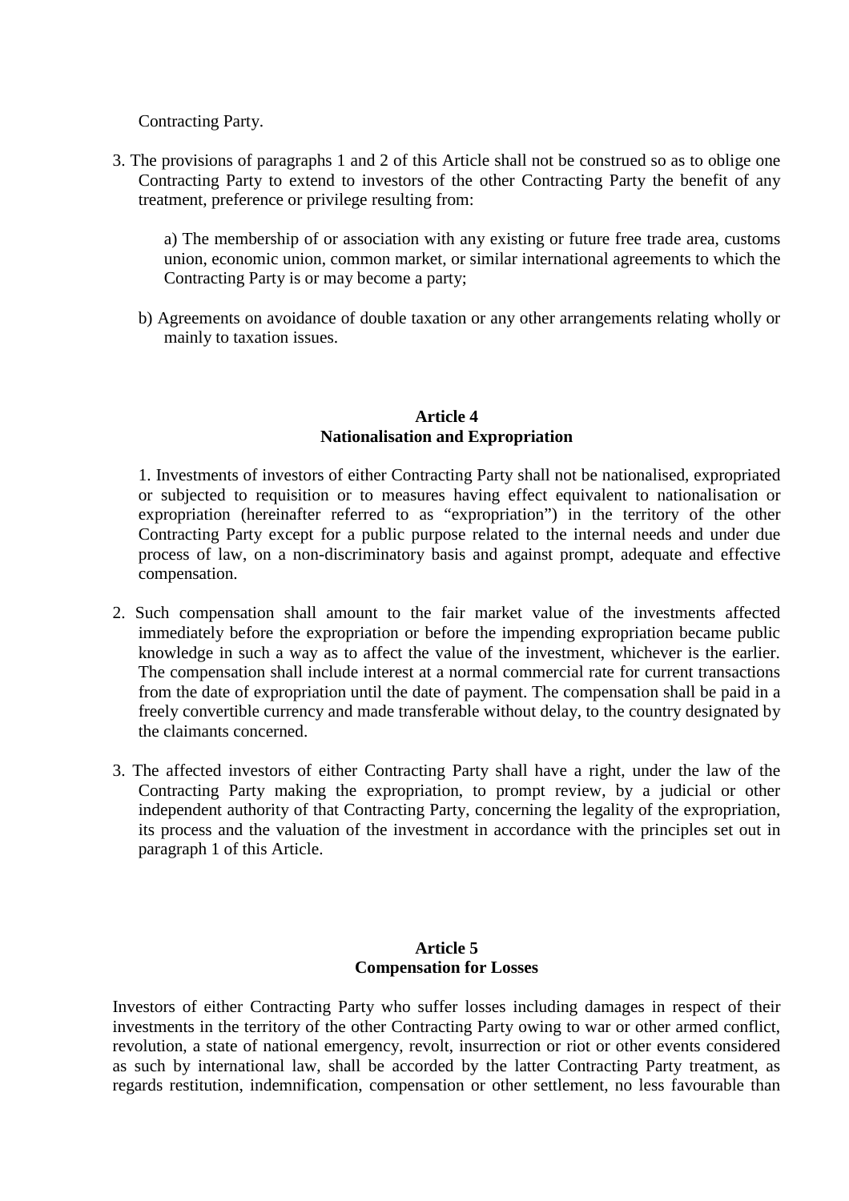Contracting Party.

3. The provisions of paragraphs 1 and 2 of this Article shall not be construed so as to oblige one Contracting Party to extend to investors of the other Contracting Party the benefit of any treatment, preference or privilege resulting from:

   a) The membership of or association with any existing or future free trade area, customs union, economic union, common market, or similar international agreements to which the Contracting Party is or may become a party;

   b) Agreements on avoidance of double taxation or any other arrangements relating wholly or mainly to taxation issues.

**Article 4**
**Nationalisation and Expropriation**

1. Investments of investors of either Contracting Party shall not be nationalised, expropriated or subjected to requisition or to measures having effect equivalent to nationalisation or expropriation (hereinafter referred to as "expropriation") in the territory of the other Contracting Party except for a public purpose related to the internal needs and under due process of law, on a non-discriminatory basis and against prompt, adequate and effective compensation.

2. Such compensation shall amount to the fair market value of the investments affected immediately before the expropriation or before the impending expropriation became public knowledge in such a way as to affect the value of the investment, whichever is the earlier. The compensation shall include interest at a normal commercial rate for current transactions from the date of expropriation until the date of payment. The compensation shall be paid in a freely convertible currency and made transferable without delay, to the country designated by the claimants concerned.

3. The affected investors of either Contracting Party shall have a right, under the law of the Contracting Party making the expropriation, to prompt review, by a judicial or other independent authority of that Contracting Party, concerning the legality of the expropriation, its process and the valuation of the investment in accordance with the principles set out in paragraph 1 of this Article.

**Article 5**
**Compensation for Losses**

Investors of either Contracting Party who suffer losses including damages in respect of their investments in the territory of the other Contracting Party owing to war or other armed conflict, revolution, a state of national emergency, revolt, insurrection or riot or other events considered as such by international law, shall be accorded by the latter Contracting Party treatment, as regards restitution, indemnification, compensation or other settlement, no less favourable than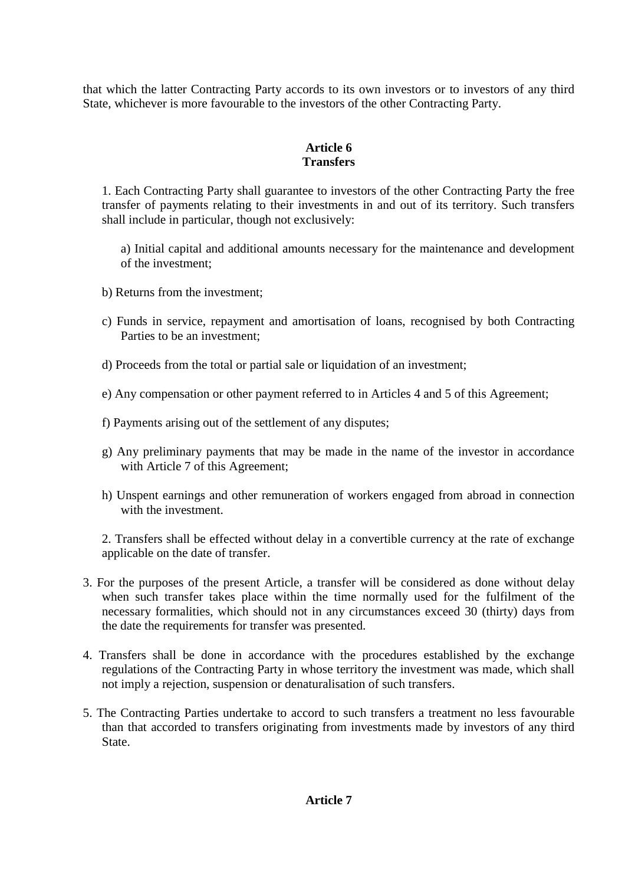that which the latter Contracting Party accords to its own investors or to investors of any third State, whichever is more favourable to the investors of the other Contracting Party.

**Article 6**
**Transfers**

1. Each Contracting Party shall guarantee to investors of the other Contracting Party the free transfer of payments relating to their investments in and out of its territory. Such transfers shall include in particular, though not exclusively:

   a) Initial capital and additional amounts necessary for the maintenance and development of the investment;

   b) Returns from the investment;

   c) Funds in service, repayment and amortisation of loans, recognised by both Contracting Parties to be an investment;

   d) Proceeds from the total or partial sale or liquidation of an investment;

   e) Any compensation or other payment referred to in Articles 4 and 5 of this Agreement;

   f) Payments arising out of the settlement of any disputes;

   g) Any preliminary payments that may be made in the name of the investor in accordance with Article 7 of this Agreement;

   h) Unspent earnings and other remuneration of workers engaged from abroad in connection with the investment.

2. Transfers shall be effected without delay in a convertible currency at the rate of exchange applicable on the date of transfer.

3. For the purposes of the present Article, a transfer will be considered as done without delay when such transfer takes place within the time normally used for the fulfilment of the necessary formalities, which should not in any circumstances exceed 30 (thirty) days from the date the requirements for transfer was presented.

4. Transfers shall be done in accordance with the procedures established by the exchange regulations of the Contracting Party in whose territory the investment was made, which shall not imply a rejection, suspension or denaturalisation of such transfers.

5. The Contracting Parties undertake to accord to such transfers a treatment no less favourable than that accorded to transfers originating from investments made by investors of any third State.

**Article 7**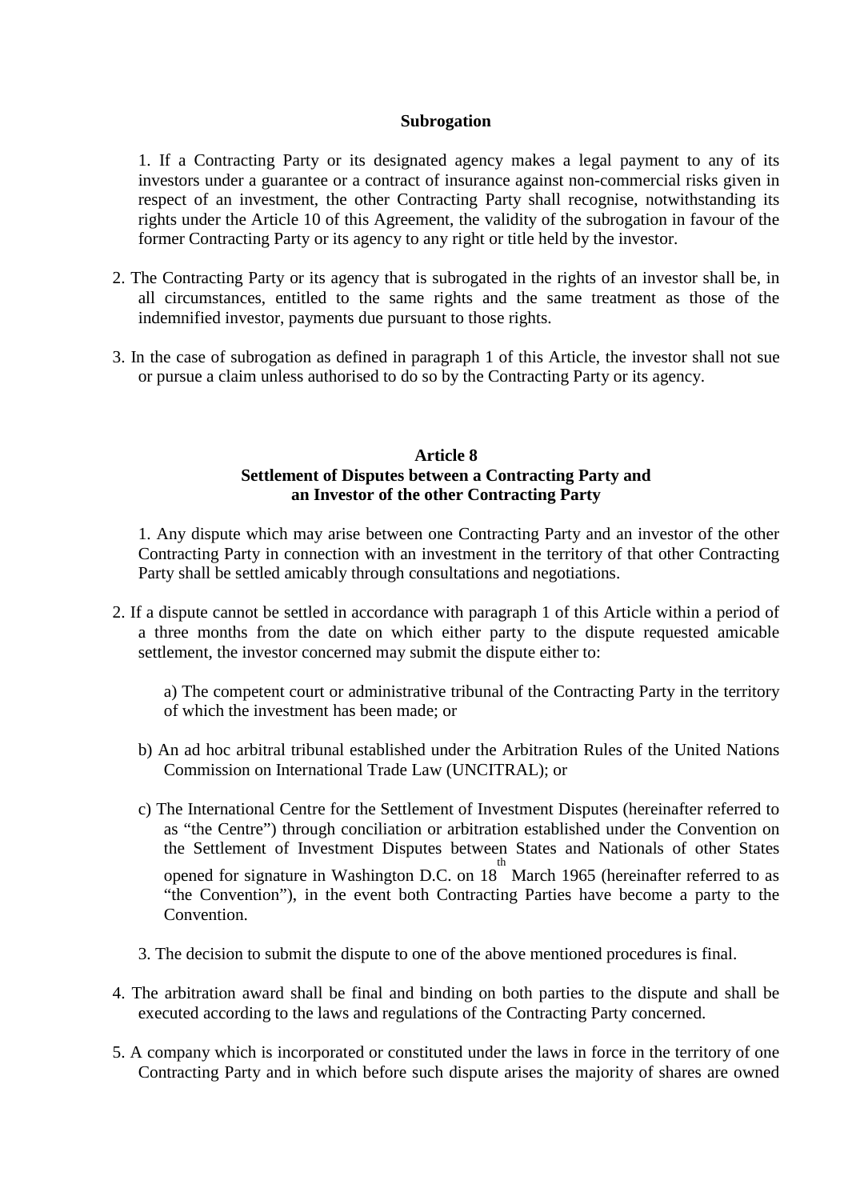**Subrogation**

1. If a Contracting Party or its designated agency makes a legal payment to any of its investors under a guarantee or a contract of insurance against non-commercial risks given in respect of an investment, the other Contracting Party shall recognise, notwithstanding its rights under the Article 10 of this Agreement, the validity of the subrogation in favour of the former Contracting Party or its agency to any right or title held by the investor.

2. The Contracting Party or its agency that is subrogated in the rights of an investor shall be, in all circumstances, entitled to the same rights and the same treatment as those of the indemnified investor, payments due pursuant to those rights.

3. In the case of subrogation as defined in paragraph 1 of this Article, the investor shall not sue or pursue a claim unless authorised to do so by the Contracting Party or its agency.

**Article 8**
**Settlement of Disputes between a Contracting Party and an Investor of the other Contracting Party**

1. Any dispute which may arise between one Contracting Party and an investor of the other Contracting Party in connection with an investment in the territory of that other Contracting Party shall be settled amicably through consultations and negotiations.

2. If a dispute cannot be settled in accordance with paragraph 1 of this Article within a period of a three months from the date on which either party to the dispute requested amicable settlement, the investor concerned may submit the dispute either to:

a) The competent court or administrative tribunal of the Contracting Party in the territory of which the investment has been made; or

b) An ad hoc arbitral tribunal established under the Arbitration Rules of the United Nations Commission on International Trade Law (UNCITRAL); or

c) The International Centre for the Settlement of Investment Disputes (hereinafter referred to as "the Centre") through conciliation or arbitration established under the Convention on the Settlement of Investment Disputes between States and Nationals of other States opened for signature in Washington D.C. on 18th March 1965 (hereinafter referred to as "the Convention"), in the event both Contracting Parties have become a party to the Convention.

3. The decision to submit the dispute to one of the above mentioned procedures is final.

4. The arbitration award shall be final and binding on both parties to the dispute and shall be executed according to the laws and regulations of the Contracting Party concerned.

5. A company which is incorporated or constituted under the laws in force in the territory of one Contracting Party and in which before such dispute arises the majority of shares are owned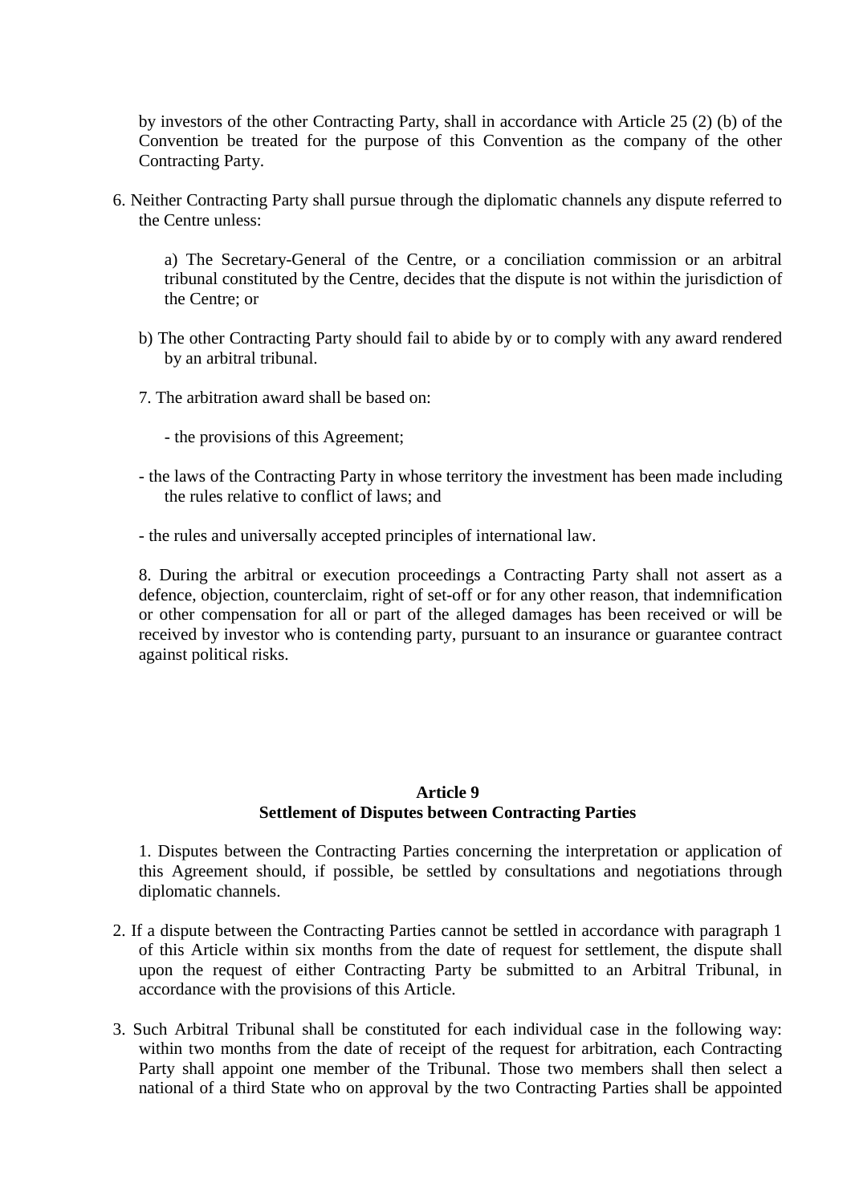by investors of the other Contracting Party, shall in accordance with Article 25 (2) (b) of the Convention be treated for the purpose of this Convention as the company of the other Contracting Party.

6. Neither Contracting Party shall pursue through the diplomatic channels any dispute referred to the Centre unless:

a) The Secretary-General of the Centre, or a conciliation commission or an arbitral tribunal constituted by the Centre, decides that the dispute is not within the jurisdiction of the Centre; or

b) The other Contracting Party should fail to abide by or to comply with any award rendered by an arbitral tribunal.

7. The arbitration award shall be based on:

- the provisions of this Agreement;

- the laws of the Contracting Party in whose territory the investment has been made including the rules relative to conflict of laws; and

- the rules and universally accepted principles of international law.

8. During the arbitral or execution proceedings a Contracting Party shall not assert as a defence, objection, counterclaim, right of set-off or for any other reason, that indemnification or other compensation for all or part of the alleged damages has been received or will be received by investor who is contending party, pursuant to an insurance or guarantee contract against political risks.

**Article 9**
**Settlement of Disputes between Contracting Parties**

1. Disputes between the Contracting Parties concerning the interpretation or application of this Agreement should, if possible, be settled by consultations and negotiations through diplomatic channels.

2. If a dispute between the Contracting Parties cannot be settled in accordance with paragraph 1 of this Article within six months from the date of request for settlement, the dispute shall upon the request of either Contracting Party be submitted to an Arbitral Tribunal, in accordance with the provisions of this Article.

3. Such Arbitral Tribunal shall be constituted for each individual case in the following way: within two months from the date of receipt of the request for arbitration, each Contracting Party shall appoint one member of the Tribunal. Those two members shall then select a national of a third State who on approval by the two Contracting Parties shall be appointed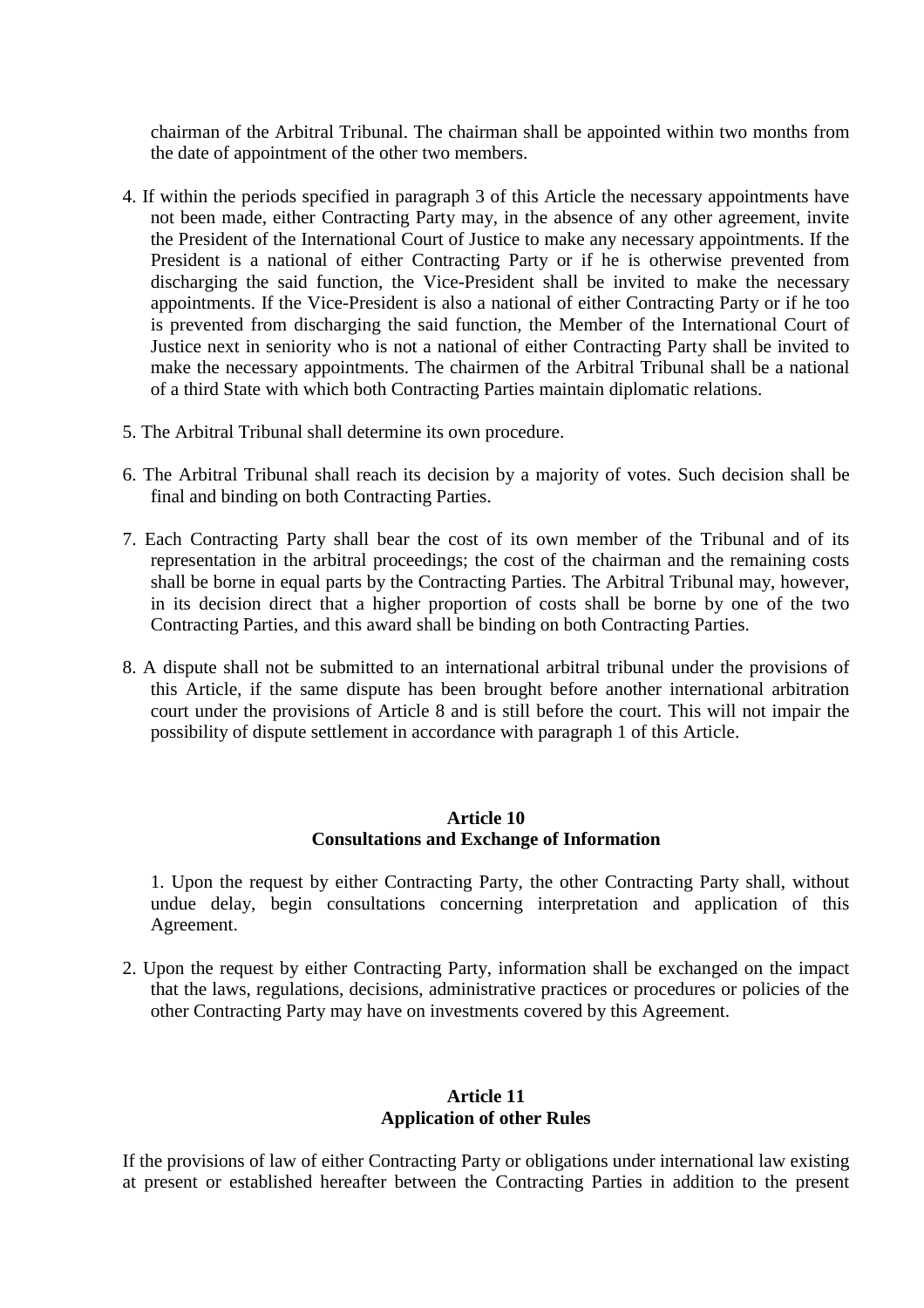chairman of the Arbitral Tribunal. The chairman shall be appointed within two months from the date of appointment of the other two members.

4. If within the periods specified in paragraph 3 of this Article the necessary appointments have not been made, either Contracting Party may, in the absence of any other agreement, invite the President of the International Court of Justice to make any necessary appointments. If the President is a national of either Contracting Party or if he is otherwise prevented from discharging the said function, the Vice-President shall be invited to make the necessary appointments. If the Vice-President is also a national of either Contracting Party or if he too is prevented from discharging the said function, the Member of the International Court of Justice next in seniority who is not a national of either Contracting Party shall be invited to make the necessary appointments. The chairmen of the Arbitral Tribunal shall be a national of a third State with which both Contracting Parties maintain diplomatic relations.

5. The Arbitral Tribunal shall determine its own procedure.

6. The Arbitral Tribunal shall reach its decision by a majority of votes. Such decision shall be final and binding on both Contracting Parties.

7. Each Contracting Party shall bear the cost of its own member of the Tribunal and of its representation in the arbitral proceedings; the cost of the chairman and the remaining costs shall be borne in equal parts by the Contracting Parties. The Arbitral Tribunal may, however, in its decision direct that a higher proportion of costs shall be borne by one of the two Contracting Parties, and this award shall be binding on both Contracting Parties.

8. A dispute shall not be submitted to an international arbitral tribunal under the provisions of this Article, if the same dispute has been brought before another international arbitration court under the provisions of Article 8 and is still before the court. This will not impair the possibility of dispute settlement in accordance with paragraph 1 of this Article.

**Article 10**
**Consultations and Exchange of Information**

1. Upon the request by either Contracting Party, the other Contracting Party shall, without undue delay, begin consultations concerning interpretation and application of this Agreement.

2. Upon the request by either Contracting Party, information shall be exchanged on the impact that the laws, regulations, decisions, administrative practices or procedures or policies of the other Contracting Party may have on investments covered by this Agreement.

**Article 11**
**Application of other Rules**

If the provisions of law of either Contracting Party or obligations under international law existing at present or established hereafter between the Contracting Parties in addition to the present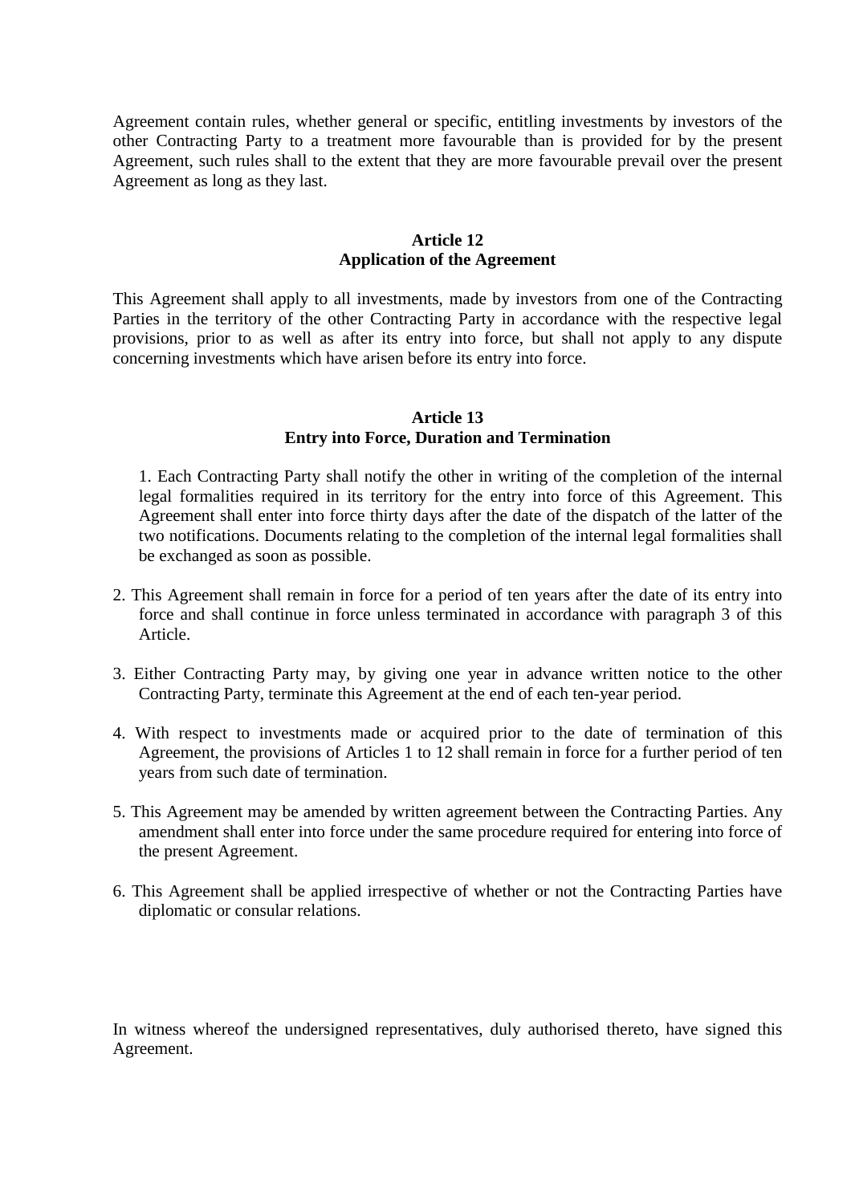Agreement contain rules, whether general or specific, entitling investments by investors of the other Contracting Party to a treatment more favourable than is provided for by the present Agreement, such rules shall to the extent that they are more favourable prevail over the present Agreement as long as they last.

**Article 12**
**Application of the Agreement**

This Agreement shall apply to all investments, made by investors from one of the Contracting Parties in the territory of the other Contracting Party in accordance with the respective legal provisions, prior to as well as after its entry into force, but shall not apply to any dispute concerning investments which have arisen before its entry into force.

**Article 13**
**Entry into Force, Duration and Termination**

1. Each Contracting Party shall notify the other in writing of the completion of the internal legal formalities required in its territory for the entry into force of this Agreement. This Agreement shall enter into force thirty days after the date of the dispatch of the latter of the two notifications. Documents relating to the completion of the internal legal formalities shall be exchanged as soon as possible.

2. This Agreement shall remain in force for a period of ten years after the date of its entry into force and shall continue in force unless terminated in accordance with paragraph 3 of this Article.

3. Either Contracting Party may, by giving one year in advance written notice to the other Contracting Party, terminate this Agreement at the end of each ten-year period.

4. With respect to investments made or acquired prior to the date of termination of this Agreement, the provisions of Articles 1 to 12 shall remain in force for a further period of ten years from such date of termination.

5. This Agreement may be amended by written agreement between the Contracting Parties. Any amendment shall enter into force under the same procedure required for entering into force of the present Agreement.

6. This Agreement shall be applied irrespective of whether or not the Contracting Parties have diplomatic or consular relations.

In witness whereof the undersigned representatives, duly authorised thereto, have signed this Agreement.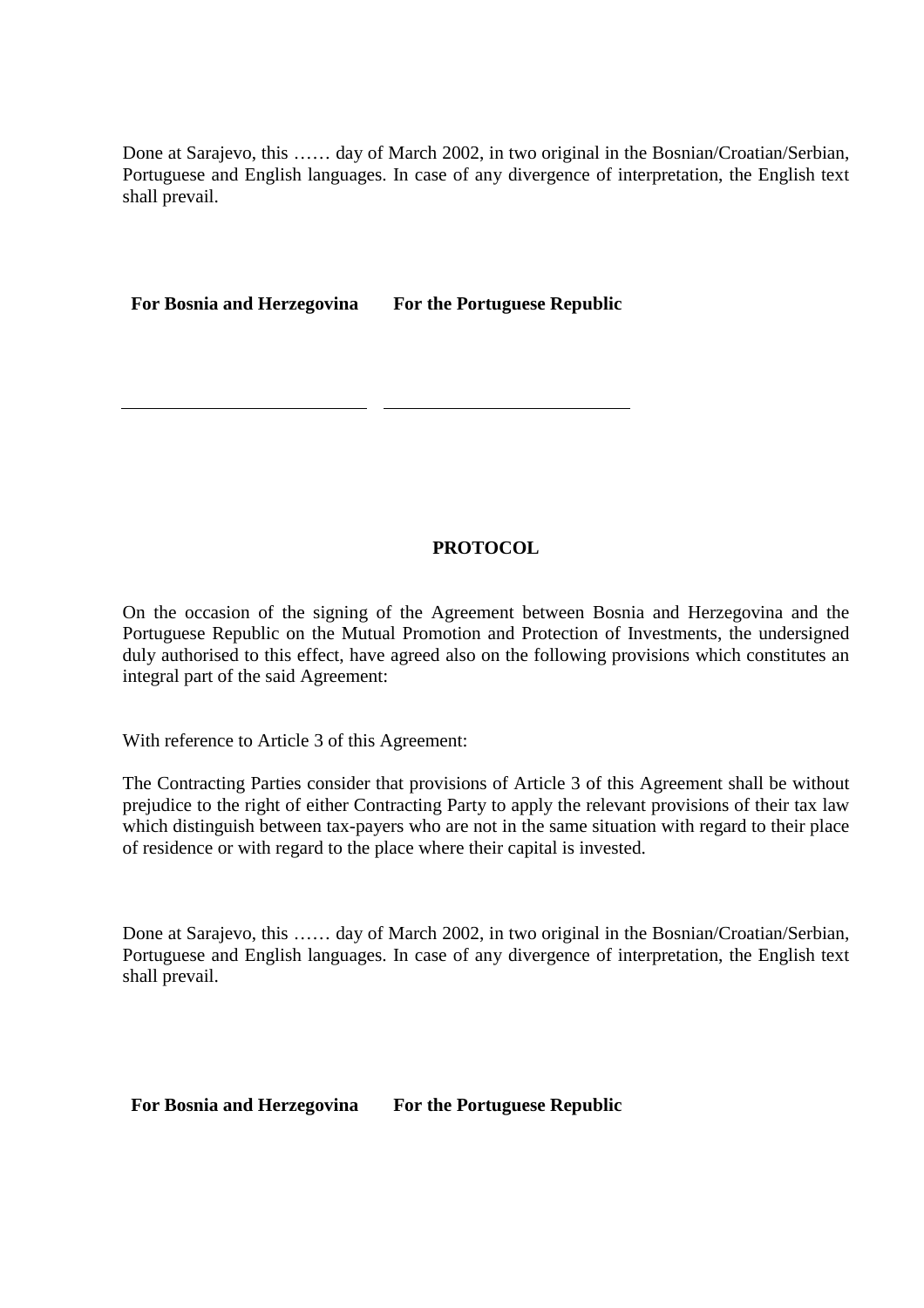Done at Sarajevo, this …… day of March 2002, in two original in the Bosnian/Croatian/Serbian, Portuguese and English languages. In case of any divergence of interpretation, the English text shall prevail.

| **For Bosnia and Herzegovina** | **For the Portuguese Republic** |
|---|---|
| \_\_\_\_\_\_\_\_\_\_\_\_\_\_\_\_\_\_\_\_\_\_\_\_\_\_ | \_\_\_\_\_\_\_\_\_\_\_\_\_\_\_\_\_\_\_\_\_\_\_\_\_\_ |

## PROTOCOL

On the occasion of the signing of the Agreement between Bosnia and Herzegovina and the Portuguese Republic on the Mutual Promotion and Protection of Investments, the undersigned duly authorised to this effect, have agreed also on the following provisions which constitutes an integral part of the said Agreement:

With reference to Article 3 of this Agreement:

The Contracting Parties consider that provisions of Article 3 of this Agreement shall be without prejudice to the right of either Contracting Party to apply the relevant provisions of their tax law which distinguish between tax-payers who are not in the same situation with regard to their place of residence or with regard to the place where their capital is invested.

Done at Sarajevo, this …… day of March 2002, in two original in the Bosnian/Croatian/Serbian, Portuguese and English languages. In case of any divergence of interpretation, the English text shall prevail.

| **For Bosnia and Herzegovina** | **For the Portuguese Republic** |
|---|---|